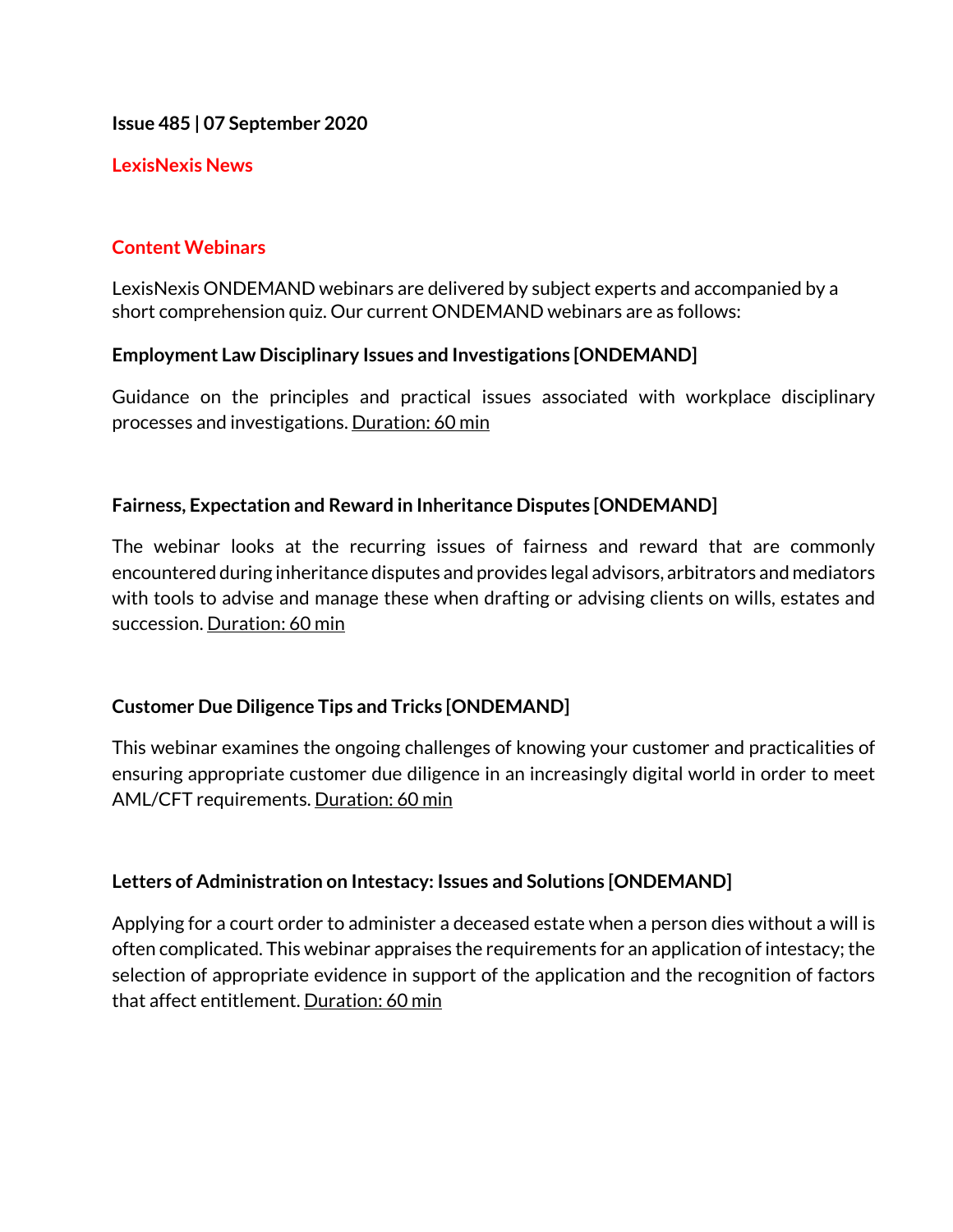**Issue 485 | 07 September 2020**

## LexisNexis News

### Content Webinars

LexisNexis ONDEMAND webinars are delivered by subject experts and accompanied by a short comprehension quiz. Our current ONDEMAND webinars are as follows:

**Employment Law Disciplinary Issues and Investigations [ONDEMAND]**

Guidance on the principles and practical issues associated with workplace disciplinary processes and investigations. Duration: 60 min

**Fairness, Expectation and Reward in Inheritance Disputes [ONDEMAND]**

The webinar looks at the recurring issues of fairness and reward that are commonly encountered during inheritance disputes and provides legal advisors, arbitrators and mediators with tools to advise and manage these when drafting or advising clients on wills, estates and succession. Duration: 60 min

**Customer Due Diligence Tips and Tricks [ONDEMAND]**

This webinar examines the ongoing challenges of knowing your customer and practicalities of ensuring appropriate customer due diligence in an increasingly digital world in order to meet AML/CFT requirements. Duration: 60 min

**Letters of Administration on Intestacy: Issues and Solutions [ONDEMAND]**

Applying for a court order to administer a deceased estate when a person dies without a will is often complicated. This webinar appraises the requirements for an application of intestacy; the selection of appropriate evidence in support of the application and the recognition of factors that affect entitlement. Duration: 60 min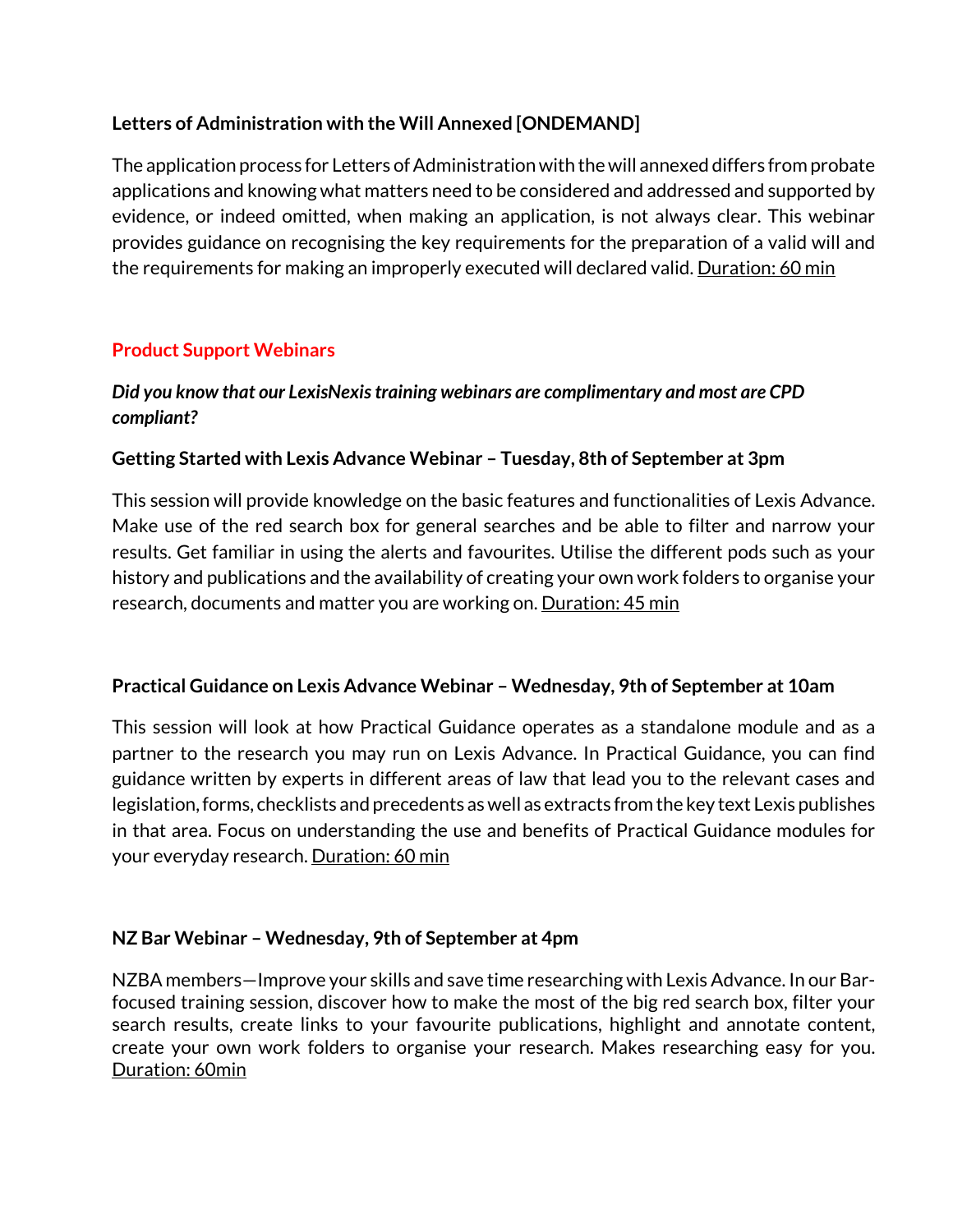**Letters of Administration with the Will Annexed [ONDEMAND]**

The application process for Letters of Administration with the will annexed differs from probate applications and knowing what matters need to be considered and addressed and supported by evidence, or indeed omitted, when making an application, is not always clear. This webinar provides guidance on recognising the key requirements for the preparation of a valid will and the requirements for making an improperly executed will declared valid. Duration: 60 min

## Product Support Webinars

***Did you know that our LexisNexis training webinars are complimentary and most are CPD compliant?***

**Getting Started with Lexis Advance Webinar – Tuesday, 8th of September at 3pm**

This session will provide knowledge on the basic features and functionalities of Lexis Advance. Make use of the red search box for general searches and be able to filter and narrow your results. Get familiar in using the alerts and favourites. Utilise the different pods such as your history and publications and the availability of creating your own work folders to organise your research, documents and matter you are working on. Duration: 45 min

**Practical Guidance on Lexis Advance Webinar – Wednesday, 9th of September at 10am**

This session will look at how Practical Guidance operates as a standalone module and as a partner to the research you may run on Lexis Advance. In Practical Guidance, you can find guidance written by experts in different areas of law that lead you to the relevant cases and legislation, forms, checklists and precedents as well as extracts from the key text Lexis publishes in that area. Focus on understanding the use and benefits of Practical Guidance modules for your everyday research. Duration: 60 min

**NZ Bar Webinar – Wednesday, 9th of September at 4pm**

NZBA members—Improve your skills and save time researching with Lexis Advance. In our Bar-focused training session, discover how to make the most of the big red search box, filter your search results, create links to your favourite publications, highlight and annotate content, create your own work folders to organise your research. Makes researching easy for you. Duration: 60min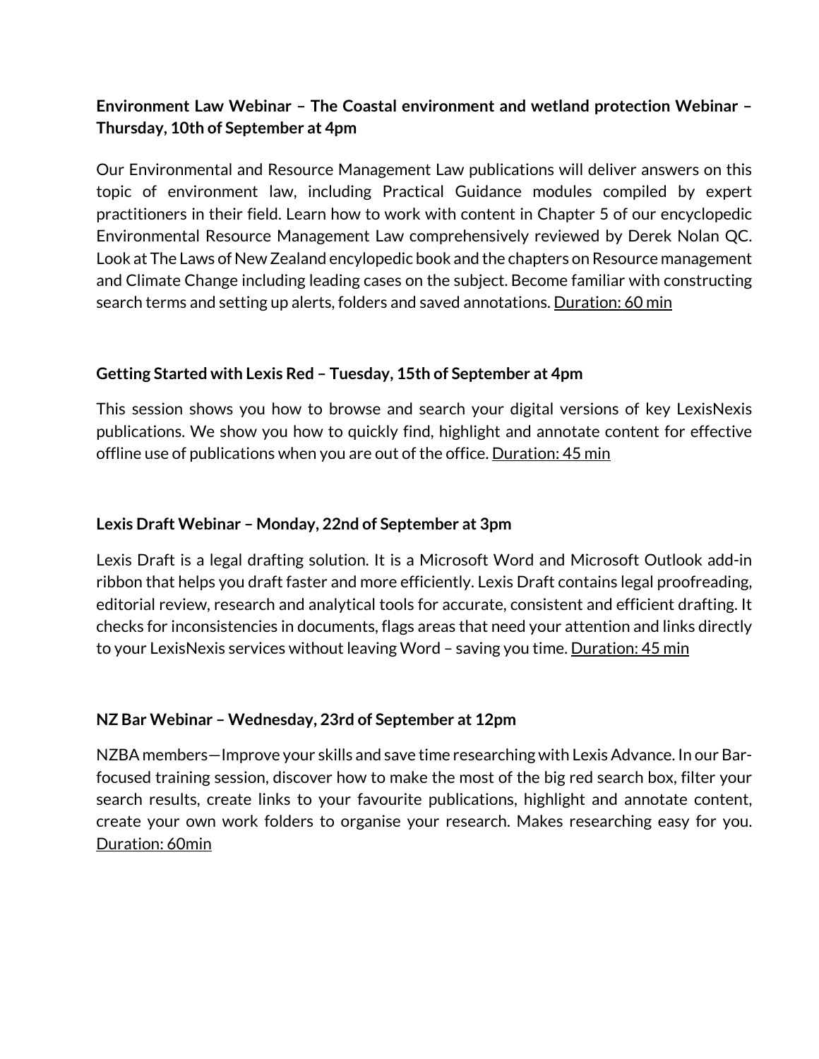**Environment Law Webinar – The Coastal environment and wetland protection Webinar – Thursday, 10th of September at 4pm**

Our Environmental and Resource Management Law publications will deliver answers on this topic of environment law, including Practical Guidance modules compiled by expert practitioners in their field. Learn how to work with content in Chapter 5 of our encyclopedic Environmental Resource Management Law comprehensively reviewed by Derek Nolan QC. Look at The Laws of New Zealand encylopedic book and the chapters on Resource management and Climate Change including leading cases on the subject. Become familiar with constructing search terms and setting up alerts, folders and saved annotations. Duration: 60 min

**Getting Started with Lexis Red – Tuesday, 15th of September at 4pm**

This session shows you how to browse and search your digital versions of key LexisNexis publications. We show you how to quickly find, highlight and annotate content for effective offline use of publications when you are out of the office. Duration: 45 min

**Lexis Draft Webinar – Monday, 22nd of September at 3pm**

Lexis Draft is a legal drafting solution. It is a Microsoft Word and Microsoft Outlook add-in ribbon that helps you draft faster and more efficiently. Lexis Draft contains legal proofreading, editorial review, research and analytical tools for accurate, consistent and efficient drafting. It checks for inconsistencies in documents, flags areas that need your attention and links directly to your LexisNexis services without leaving Word – saving you time. Duration: 45 min

**NZ Bar Webinar – Wednesday, 23rd of September at 12pm**

NZBA members—Improve your skills and save time researching with Lexis Advance. In our Bar-focused training session, discover how to make the most of the big red search box, filter your search results, create links to your favourite publications, highlight and annotate content, create your own work folders to organise your research. Makes researching easy for you. Duration: 60min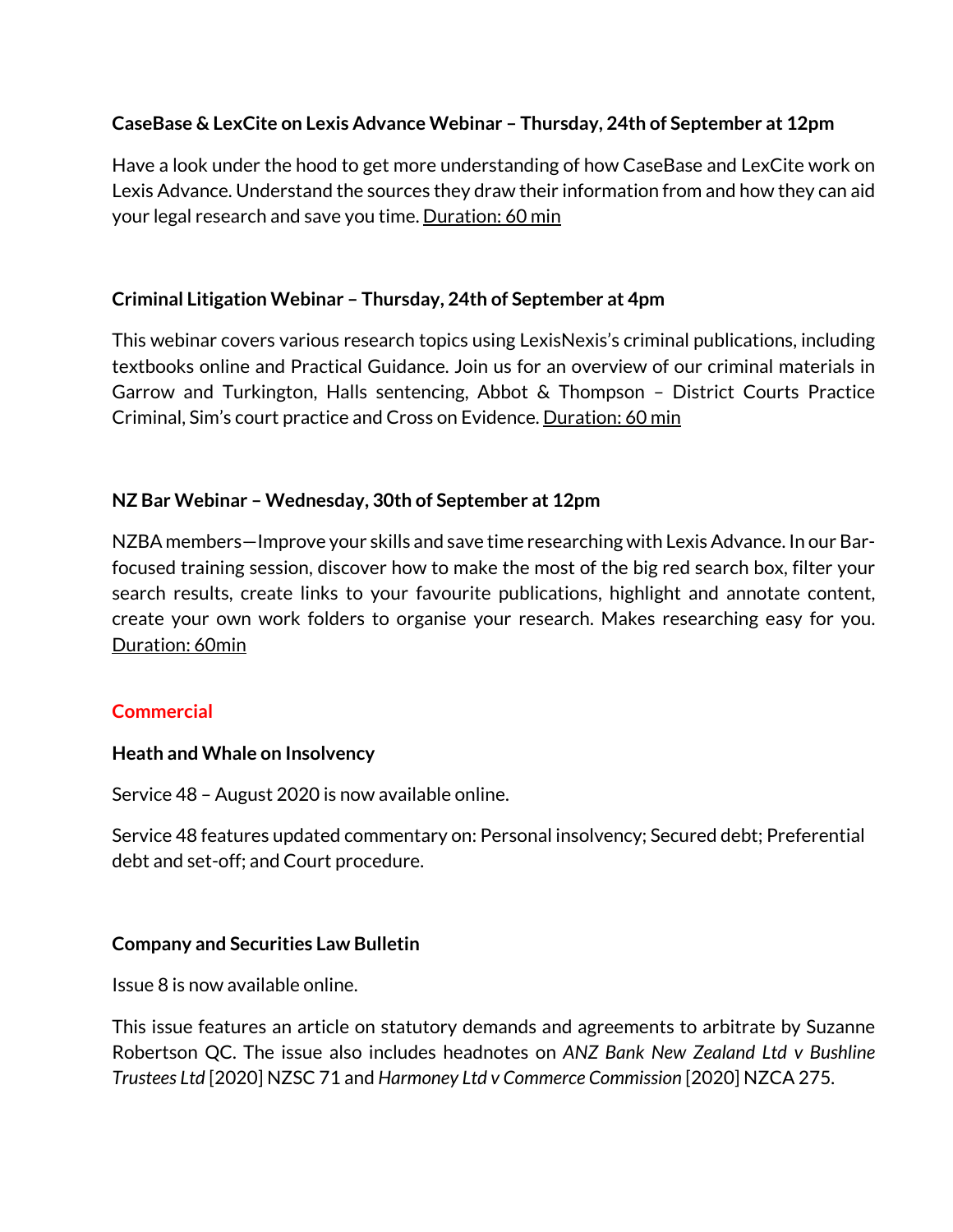**CaseBase & LexCite on Lexis Advance Webinar – Thursday, 24th of September at 12pm**

Have a look under the hood to get more understanding of how CaseBase and LexCite work on Lexis Advance. Understand the sources they draw their information from and how they can aid your legal research and save you time. Duration: 60 min

**Criminal Litigation Webinar – Thursday, 24th of September at 4pm**

This webinar covers various research topics using LexisNexis's criminal publications, including textbooks online and Practical Guidance. Join us for an overview of our criminal materials in Garrow and Turkington, Halls sentencing, Abbot & Thompson – District Courts Practice Criminal, Sim's court practice and Cross on Evidence. Duration: 60 min

**NZ Bar Webinar – Wednesday, 30th of September at 12pm**

NZBA members—Improve your skills and save time researching with Lexis Advance. In our Bar-focused training session, discover how to make the most of the big red search box, filter your search results, create links to your favourite publications, highlight and annotate content, create your own work folders to organise your research. Makes researching easy for you. Duration: 60min

## Commercial

**Heath and Whale on Insolvency**

Service 48 – August 2020 is now available online.

Service 48 features updated commentary on: Personal insolvency; Secured debt; Preferential debt and set-off; and Court procedure.

**Company and Securities Law Bulletin**

Issue 8 is now available online.

This issue features an article on statutory demands and agreements to arbitrate by Suzanne Robertson QC. The issue also includes headnotes on *ANZ Bank New Zealand Ltd v Bushline Trustees Ltd* [2020] NZSC 71 and *Harmoney Ltd v Commerce Commission* [2020] NZCA 275.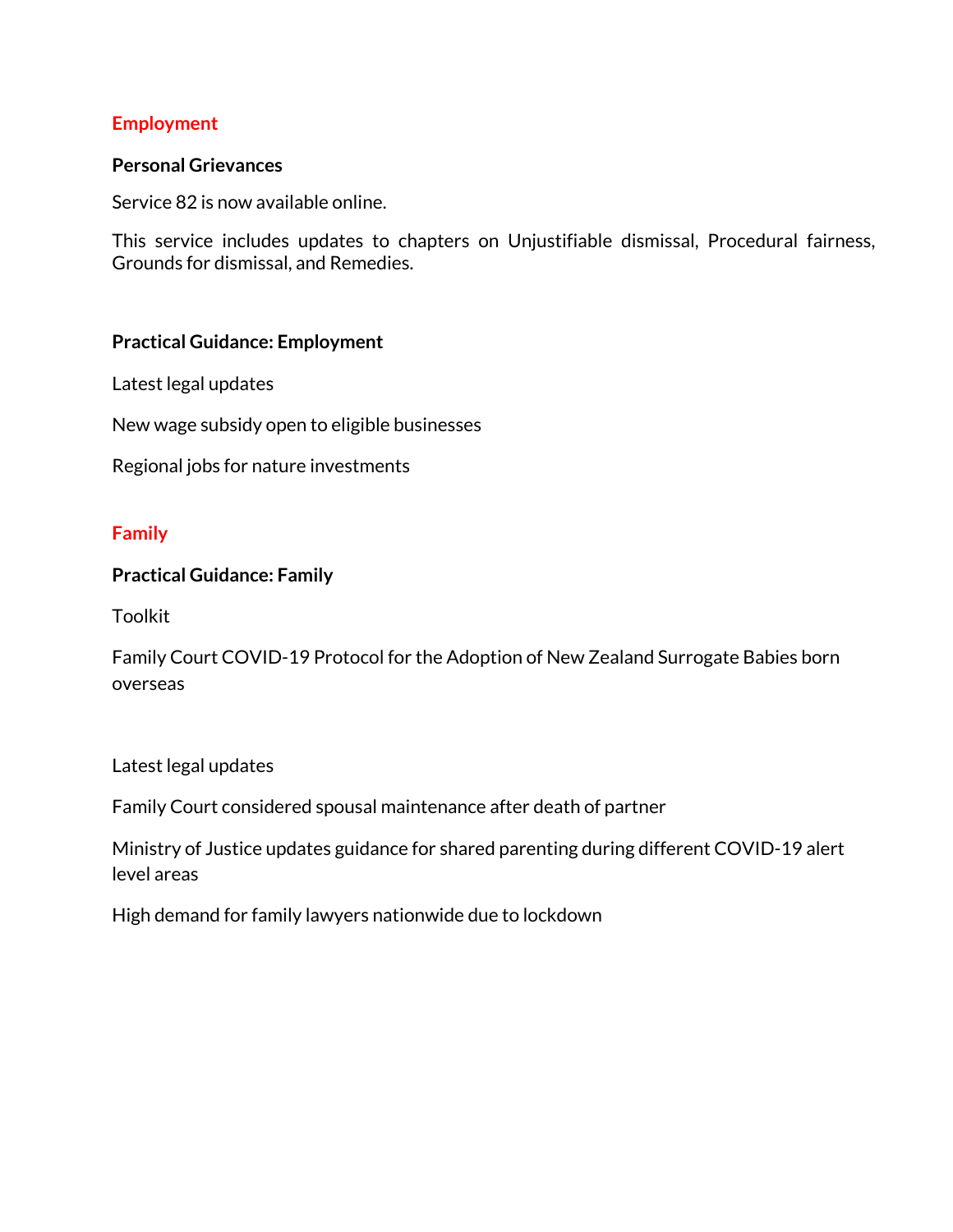## Employment

### Personal Grievances

Service 82 is now available online.

This service includes updates to chapters on Unjustifiable dismissal, Procedural fairness, Grounds for dismissal, and Remedies.

### Practical Guidance: Employment

Latest legal updates

New wage subsidy open to eligible businesses

Regional jobs for nature investments

## Family

### Practical Guidance: Family

Toolkit

Family Court COVID-19 Protocol for the Adoption of New Zealand Surrogate Babies born overseas

Latest legal updates

Family Court considered spousal maintenance after death of partner

Ministry of Justice updates guidance for shared parenting during different COVID-19 alert level areas

High demand for family lawyers nationwide due to lockdown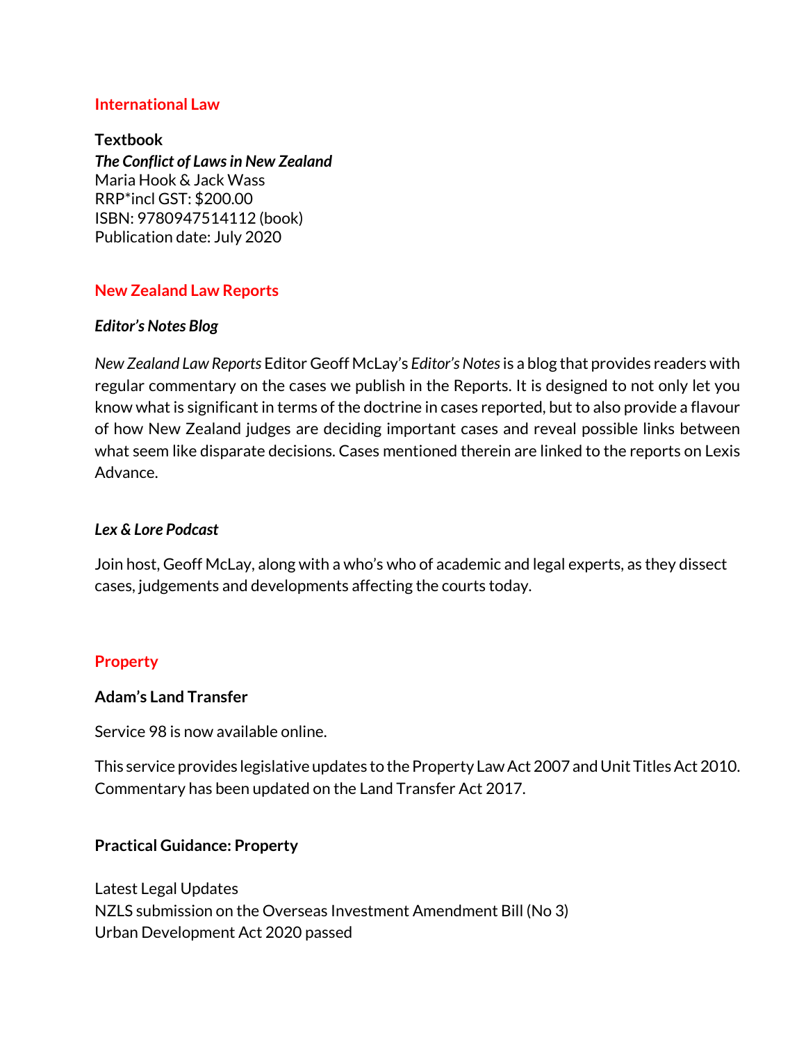## International Law

**Textbook**
***The Conflict of Laws in New Zealand***
Maria Hook & Jack Wass
RRP*incl GST: $200.00
ISBN: 9780947514112 (book)
Publication date: July 2020

## New Zealand Law Reports

***Editor's Notes Blog***

*New Zealand Law Reports* Editor Geoff McLay's *Editor's Notes* is a blog that provides readers with regular commentary on the cases we publish in the Reports. It is designed to not only let you know what is significant in terms of the doctrine in cases reported, but to also provide a flavour of how New Zealand judges are deciding important cases and reveal possible links between what seem like disparate decisions. Cases mentioned therein are linked to the reports on Lexis Advance.

***Lex & Lore Podcast***

Join host, Geoff McLay, along with a who's who of academic and legal experts, as they dissect cases, judgements and developments affecting the courts today.

## Property

**Adam's Land Transfer**

Service 98 is now available online.

This service provides legislative updates to the Property Law Act 2007 and Unit Titles Act 2010. Commentary has been updated on the Land Transfer Act 2017.

**Practical Guidance: Property**

Latest Legal Updates
NZLS submission on the Overseas Investment Amendment Bill (No 3)
Urban Development Act 2020 passed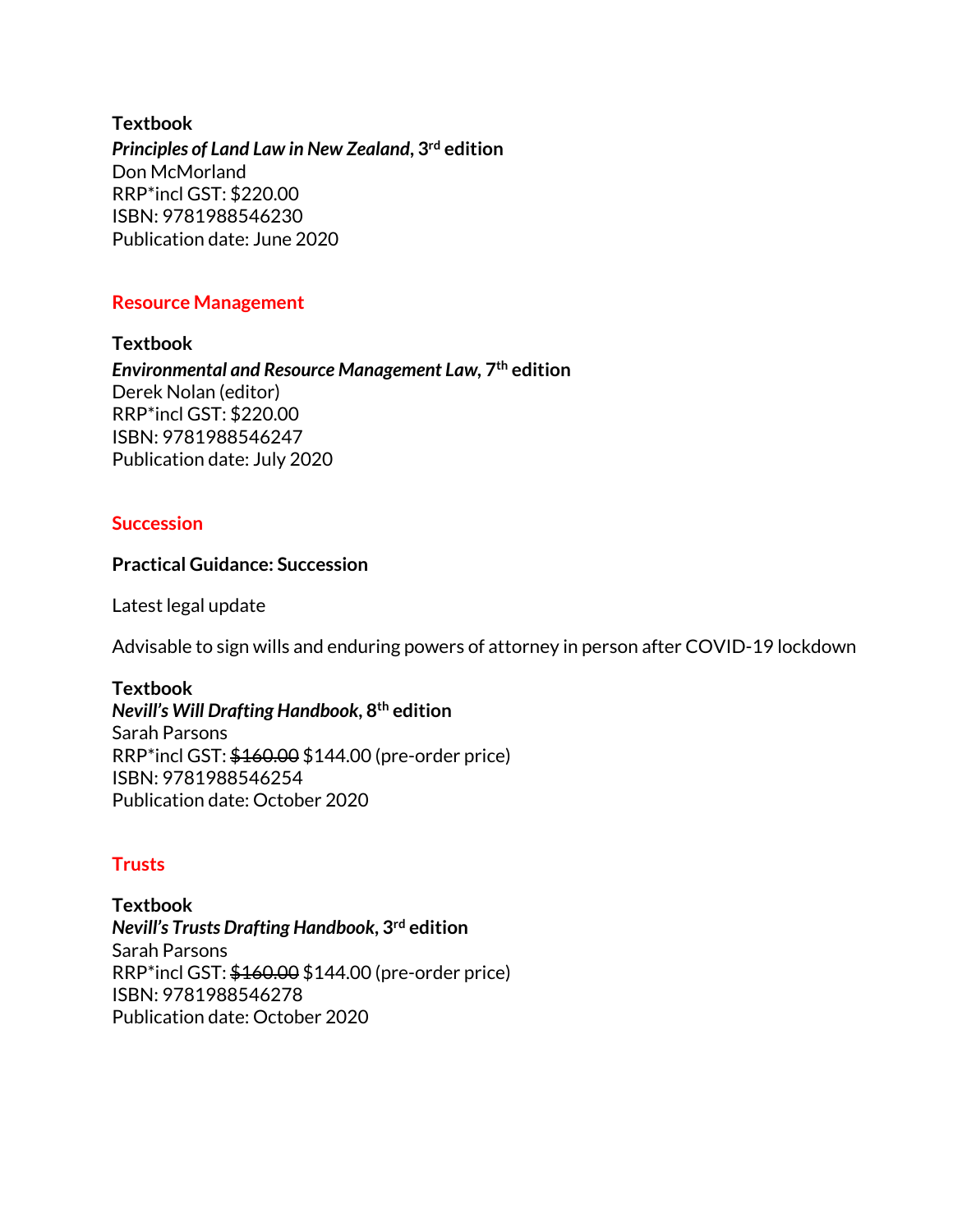**Textbook**
***Principles of Land Law in New Zealand*, 3rd edition**
Don McMorland
RRP*incl GST: $220.00
ISBN: 9781988546230
Publication date: June 2020

## Resource Management

**Textbook**
***Environmental and Resource Management Law*, 7th edition**
Derek Nolan (editor)
RRP*incl GST: $220.00
ISBN: 9781988546247
Publication date: July 2020

## Succession

**Practical Guidance: Succession**

Latest legal update

Advisable to sign wills and enduring powers of attorney in person after COVID-19 lockdown

**Textbook**
***Nevill's Will Drafting Handbook*, 8th edition**
Sarah Parsons
RRP*incl GST: ~~$160.00~~ $144.00 (pre-order price)
ISBN: 9781988546254
Publication date: October 2020

## Trusts

**Textbook**
***Nevill's Trusts Drafting Handbook*, 3rd edition**
Sarah Parsons
RRP*incl GST: ~~$160.00~~ $144.00 (pre-order price)
ISBN: 9781988546278
Publication date: October 2020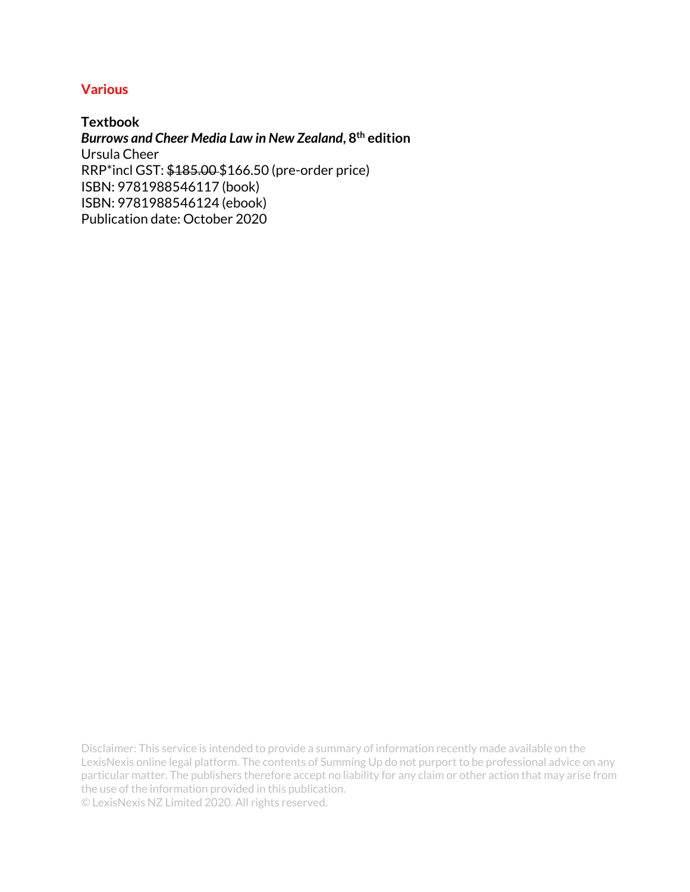## Various

**Textbook**
***Burrows and Cheer Media Law in New Zealand*, 8th edition**
Ursula Cheer
RRP*incl GST: ~~$185.00~~ $166.50 (pre-order price)
ISBN: 9781988546117 (book)
ISBN: 9781988546124 (ebook)
Publication date: October 2020

Disclaimer: This service is intended to provide a summary of information recently made available on the LexisNexis online legal platform. The contents of Summing Up do not purport to be professional advice on any particular matter. The publishers therefore accept no liability for any claim or other action that may arise from the use of the information provided in this publication.
© LexisNexis NZ Limited 2020. All rights reserved.